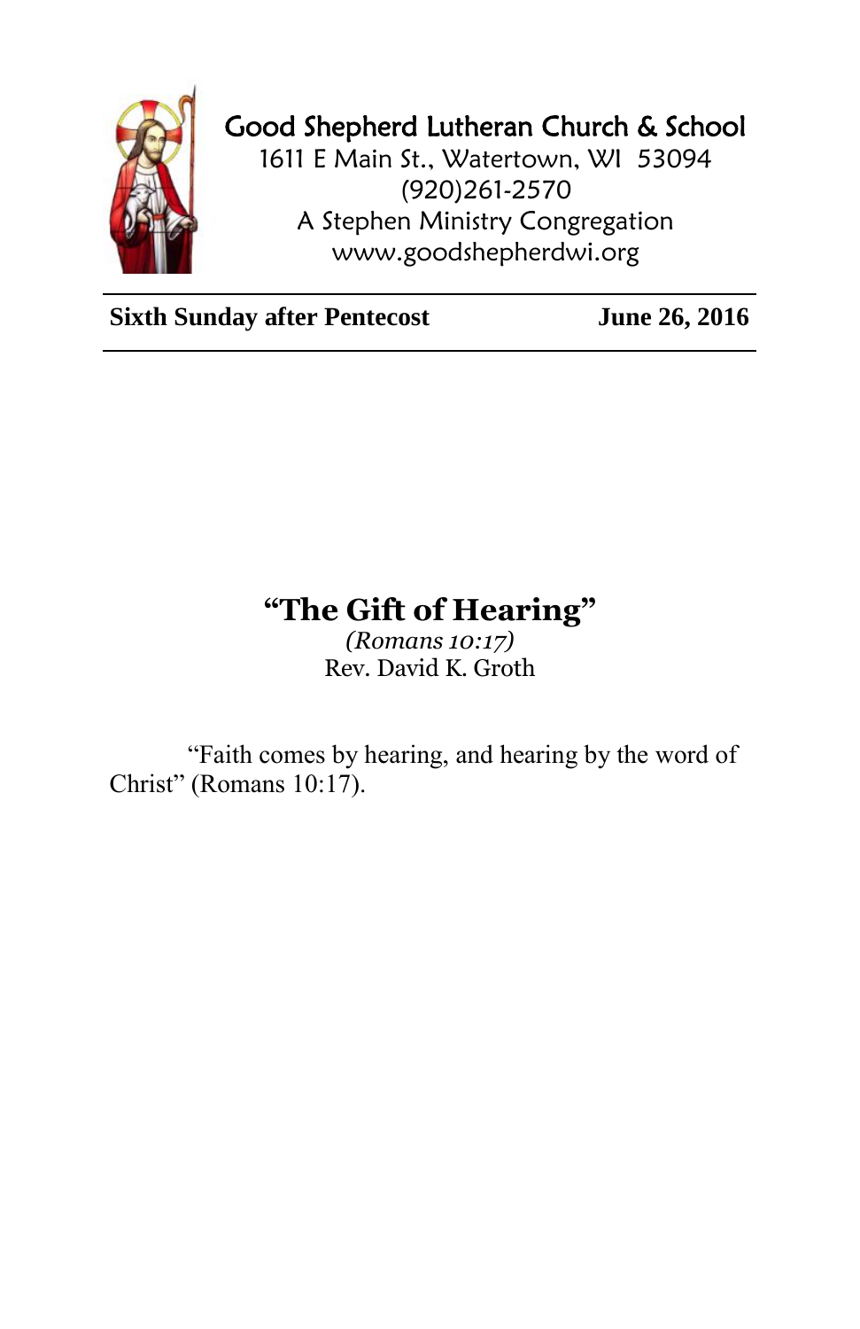Good Shepherd Lutheran Church & School
1611 E Main St., Watertown, WI  53094
(920)261-2570
A Stephen Ministry Congregation
www.goodshepherdwi.org

**Sixth Sunday after Pentecost** **June 26, 2016**

# "The Gift of Hearing"

*(Romans 10:17)*

Rev. David K. Groth

"Faith comes by hearing, and hearing by the word of Christ" (Romans 10:17).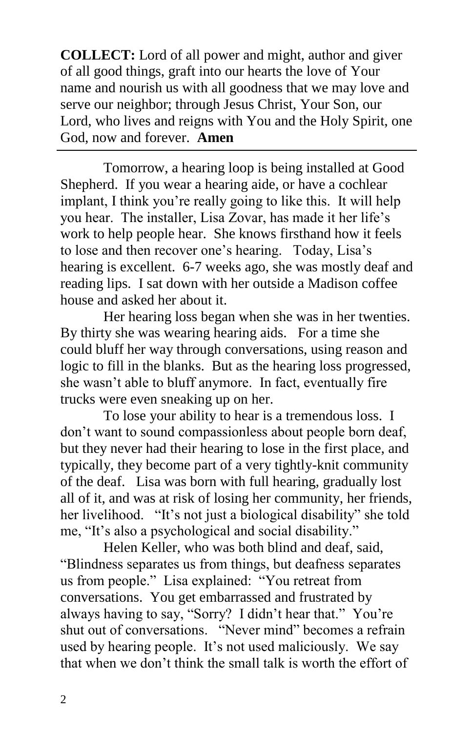**COLLECT:** Lord of all power and might, author and giver of all good things, graft into our hearts the love of Your name and nourish us with all goodness that we may love and serve our neighbor; through Jesus Christ, Your Son, our Lord, who lives and reigns with You and the Holy Spirit, one God, now and forever. **Amen**

---

Tomorrow, a hearing loop is being installed at Good Shepherd. If you wear a hearing aide, or have a cochlear implant, I think you're really going to like this. It will help you hear. The installer, Lisa Zovar, has made it her life's work to help people hear. She knows firsthand how it feels to lose and then recover one's hearing. Today, Lisa's hearing is excellent. 6-7 weeks ago, she was mostly deaf and reading lips. I sat down with her outside a Madison coffee house and asked her about it.

Her hearing loss began when she was in her twenties. By thirty she was wearing hearing aids. For a time she could bluff her way through conversations, using reason and logic to fill in the blanks. But as the hearing loss progressed, she wasn't able to bluff anymore. In fact, eventually fire trucks were even sneaking up on her.

To lose your ability to hear is a tremendous loss. I don't want to sound compassionless about people born deaf, but they never had their hearing to lose in the first place, and typically, they become part of a very tightly-knit community of the deaf. Lisa was born with full hearing, gradually lost all of it, and was at risk of losing her community, her friends, her livelihood. "It's not just a biological disability" she told me, "It's also a psychological and social disability."

Helen Keller, who was both blind and deaf, said, "Blindness separates us from things, but deafness separates us from people." Lisa explained: "You retreat from conversations. You get embarrassed and frustrated by always having to say, "Sorry? I didn't hear that." You're shut out of conversations. "Never mind" becomes a refrain used by hearing people. It's not used maliciously. We say that when we don't think the small talk is worth the effort of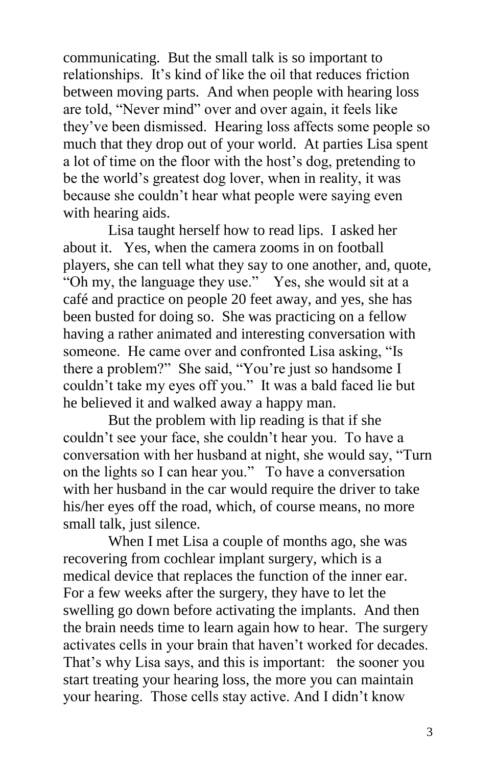communicating. But the small talk is so important to relationships. It's kind of like the oil that reduces friction between moving parts. And when people with hearing loss are told, "Never mind" over and over again, it feels like they've been dismissed. Hearing loss affects some people so much that they drop out of your world. At parties Lisa spent a lot of time on the floor with the host's dog, pretending to be the world's greatest dog lover, when in reality, it was because she couldn't hear what people were saying even with hearing aids.

Lisa taught herself how to read lips. I asked her about it. Yes, when the camera zooms in on football players, she can tell what they say to one another, and, quote, "Oh my, the language they use." Yes, she would sit at a café and practice on people 20 feet away, and yes, she has been busted for doing so. She was practicing on a fellow having a rather animated and interesting conversation with someone. He came over and confronted Lisa asking, "Is there a problem?" She said, "You're just so handsome I couldn't take my eyes off you." It was a bald faced lie but he believed it and walked away a happy man.

But the problem with lip reading is that if she couldn't see your face, she couldn't hear you. To have a conversation with her husband at night, she would say, "Turn on the lights so I can hear you." To have a conversation with her husband in the car would require the driver to take his/her eyes off the road, which, of course means, no more small talk, just silence.

When I met Lisa a couple of months ago, she was recovering from cochlear implant surgery, which is a medical device that replaces the function of the inner ear. For a few weeks after the surgery, they have to let the swelling go down before activating the implants. And then the brain needs time to learn again how to hear. The surgery activates cells in your brain that haven't worked for decades. That's why Lisa says, and this is important: the sooner you start treating your hearing loss, the more you can maintain your hearing. Those cells stay active. And I didn't know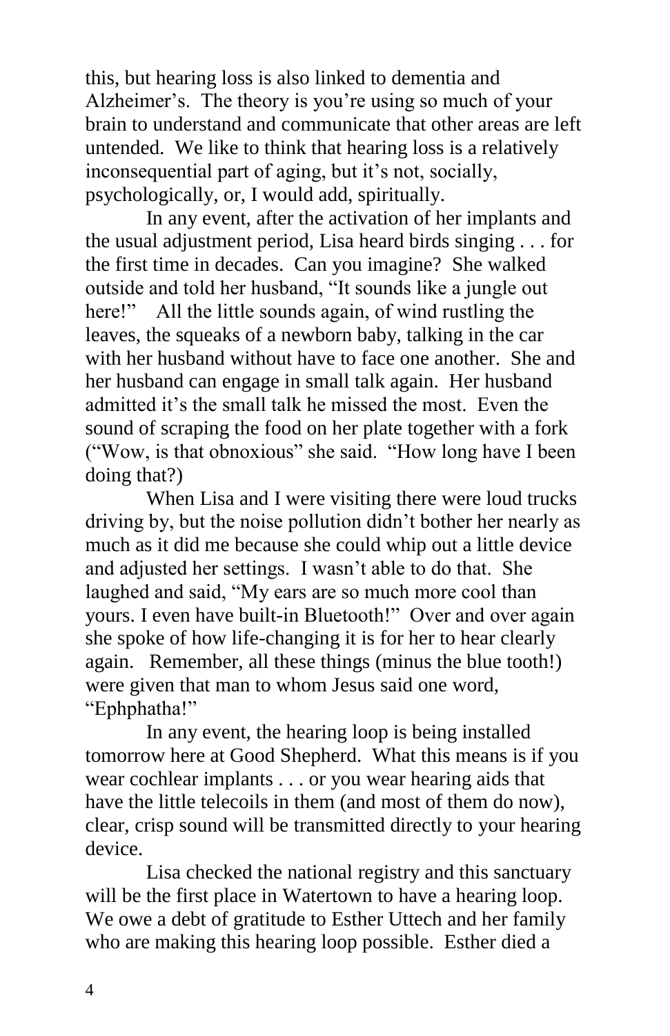this, but hearing loss is also linked to dementia and Alzheimer's. The theory is you're using so much of your brain to understand and communicate that other areas are left untended. We like to think that hearing loss is a relatively inconsequential part of aging, but it's not, socially, psychologically, or, I would add, spiritually.

In any event, after the activation of her implants and the usual adjustment period, Lisa heard birds singing . . . for the first time in decades. Can you imagine? She walked outside and told her husband, "It sounds like a jungle out here!" All the little sounds again, of wind rustling the leaves, the squeaks of a newborn baby, talking in the car with her husband without have to face one another. She and her husband can engage in small talk again. Her husband admitted it's the small talk he missed the most. Even the sound of scraping the food on her plate together with a fork ("Wow, is that obnoxious" she said. "How long have I been doing that?)

When Lisa and I were visiting there were loud trucks driving by, but the noise pollution didn't bother her nearly as much as it did me because she could whip out a little device and adjusted her settings. I wasn't able to do that. She laughed and said, "My ears are so much more cool than yours. I even have built-in Bluetooth!" Over and over again she spoke of how life-changing it is for her to hear clearly again. Remember, all these things (minus the blue tooth!) were given that man to whom Jesus said one word, "Ephphatha!"

In any event, the hearing loop is being installed tomorrow here at Good Shepherd. What this means is if you wear cochlear implants . . . or you wear hearing aids that have the little telecoils in them (and most of them do now), clear, crisp sound will be transmitted directly to your hearing device.

Lisa checked the national registry and this sanctuary will be the first place in Watertown to have a hearing loop. We owe a debt of gratitude to Esther Uttech and her family who are making this hearing loop possible. Esther died a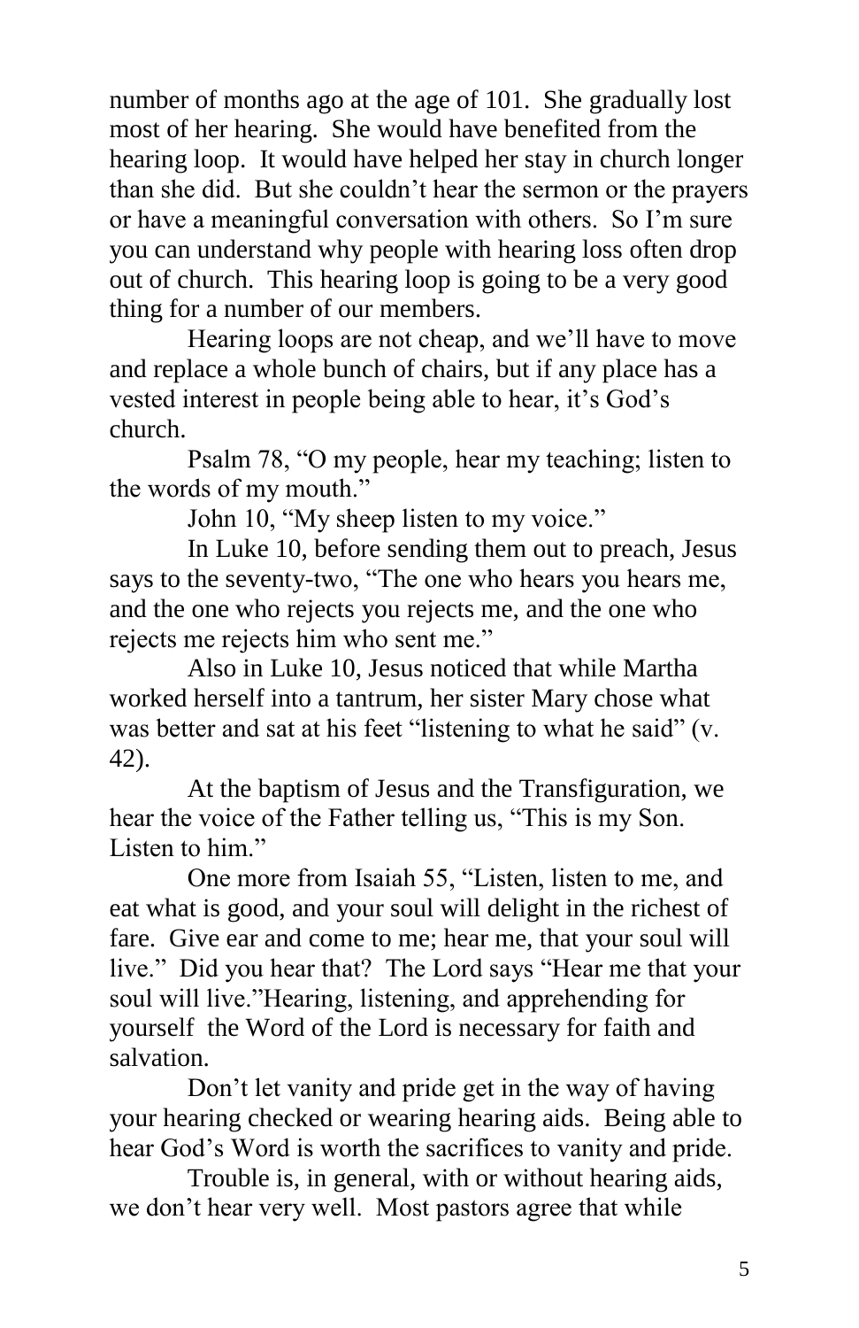number of months ago at the age of 101. She gradually lost most of her hearing. She would have benefited from the hearing loop. It would have helped her stay in church longer than she did. But she couldn't hear the sermon or the prayers or have a meaningful conversation with others. So I'm sure you can understand why people with hearing loss often drop out of church. This hearing loop is going to be a very good thing for a number of our members.

Hearing loops are not cheap, and we'll have to move and replace a whole bunch of chairs, but if any place has a vested interest in people being able to hear, it's God's church.

Psalm 78, "O my people, hear my teaching; listen to the words of my mouth."

John 10, "My sheep listen to my voice."

In Luke 10, before sending them out to preach, Jesus says to the seventy-two, "The one who hears you hears me, and the one who rejects you rejects me, and the one who rejects me rejects him who sent me."

Also in Luke 10, Jesus noticed that while Martha worked herself into a tantrum, her sister Mary chose what was better and sat at his feet "listening to what he said" (v. 42).

At the baptism of Jesus and the Transfiguration, we hear the voice of the Father telling us, "This is my Son. Listen to him."

One more from Isaiah 55, "Listen, listen to me, and eat what is good, and your soul will delight in the richest of fare. Give ear and come to me; hear me, that your soul will live." Did you hear that? The Lord says "Hear me that your soul will live."Hearing, listening, and apprehending for yourself the Word of the Lord is necessary for faith and salvation.

Don't let vanity and pride get in the way of having your hearing checked or wearing hearing aids. Being able to hear God's Word is worth the sacrifices to vanity and pride.

Trouble is, in general, with or without hearing aids, we don't hear very well. Most pastors agree that while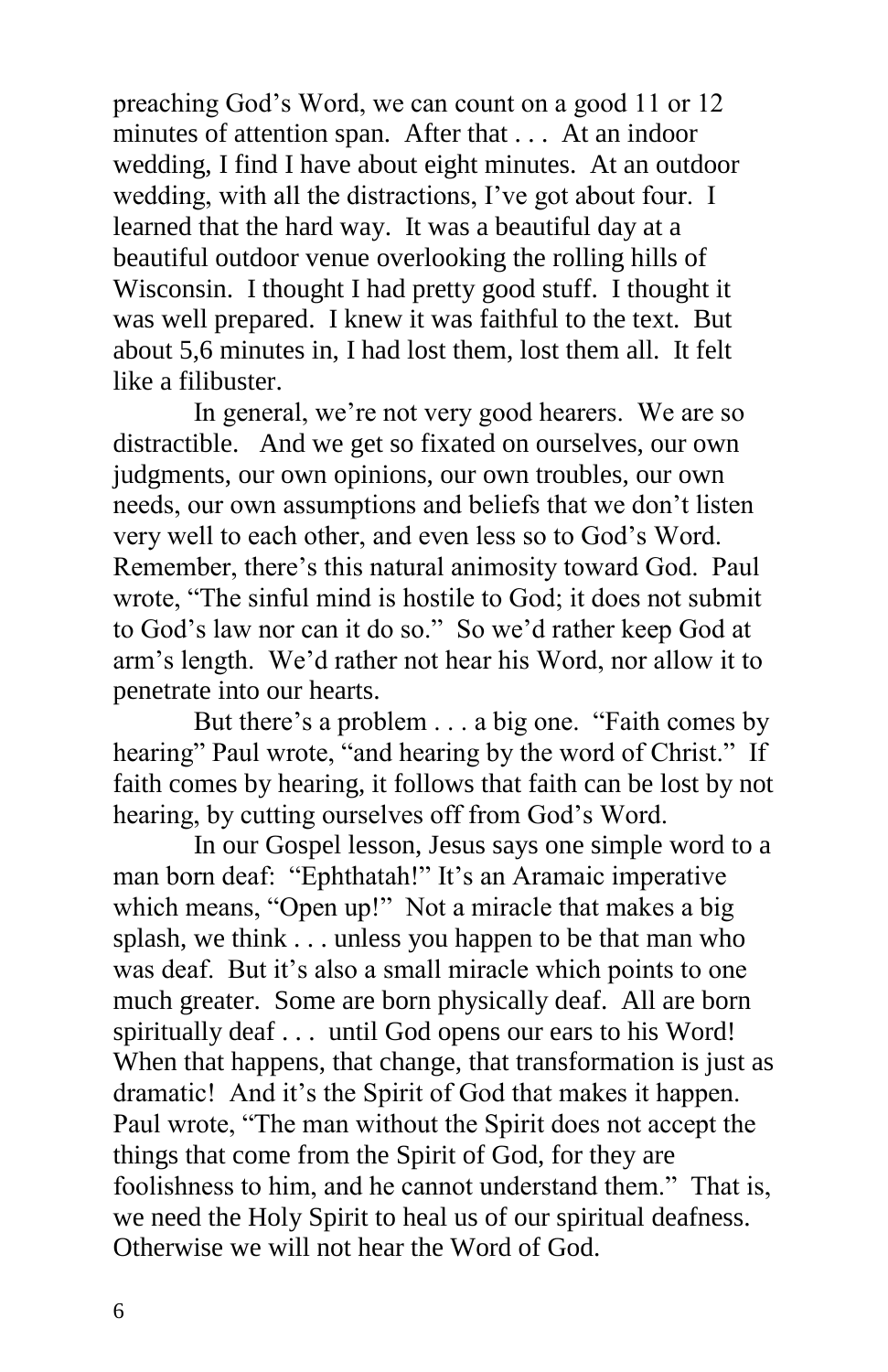preaching God's Word, we can count on a good 11 or 12 minutes of attention span. After that . . . At an indoor wedding, I find I have about eight minutes. At an outdoor wedding, with all the distractions, I've got about four. I learned that the hard way. It was a beautiful day at a beautiful outdoor venue overlooking the rolling hills of Wisconsin. I thought I had pretty good stuff. I thought it was well prepared. I knew it was faithful to the text. But about 5,6 minutes in, I had lost them, lost them all. It felt like a filibuster.

In general, we're not very good hearers. We are so distractible. And we get so fixated on ourselves, our own judgments, our own opinions, our own troubles, our own needs, our own assumptions and beliefs that we don't listen very well to each other, and even less so to God's Word. Remember, there's this natural animosity toward God. Paul wrote, "The sinful mind is hostile to God; it does not submit to God's law nor can it do so." So we'd rather keep God at arm's length. We'd rather not hear his Word, nor allow it to penetrate into our hearts.

But there's a problem . . . a big one. "Faith comes by hearing" Paul wrote, "and hearing by the word of Christ." If faith comes by hearing, it follows that faith can be lost by not hearing, by cutting ourselves off from God's Word.

In our Gospel lesson, Jesus says one simple word to a man born deaf: "Ephthatah!" It's an Aramaic imperative which means, "Open up!" Not a miracle that makes a big splash, we think . . . unless you happen to be that man who was deaf. But it's also a small miracle which points to one much greater. Some are born physically deaf. All are born spiritually deaf . . . until God opens our ears to his Word! When that happens, that change, that transformation is just as dramatic! And it's the Spirit of God that makes it happen. Paul wrote, "The man without the Spirit does not accept the things that come from the Spirit of God, for they are foolishness to him, and he cannot understand them." That is, we need the Holy Spirit to heal us of our spiritual deafness. Otherwise we will not hear the Word of God.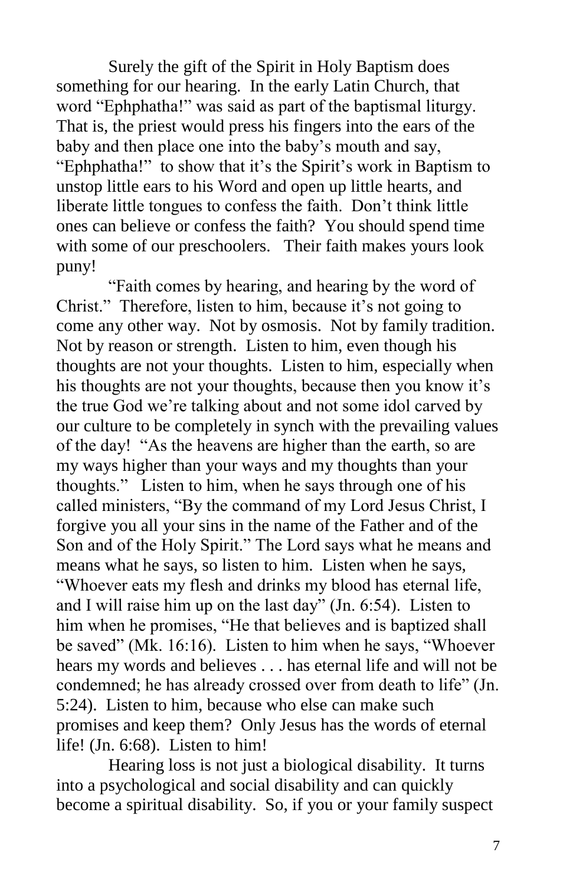Surely the gift of the Spirit in Holy Baptism does something for our hearing. In the early Latin Church, that word "Ephphatha!" was said as part of the baptismal liturgy. That is, the priest would press his fingers into the ears of the baby and then place one into the baby's mouth and say, "Ephphatha!" to show that it's the Spirit's work in Baptism to unstop little ears to his Word and open up little hearts, and liberate little tongues to confess the faith. Don't think little ones can believe or confess the faith? You should spend time with some of our preschoolers. Their faith makes yours look puny!

"Faith comes by hearing, and hearing by the word of Christ." Therefore, listen to him, because it's not going to come any other way. Not by osmosis. Not by family tradition. Not by reason or strength. Listen to him, even though his thoughts are not your thoughts. Listen to him, especially when his thoughts are not your thoughts, because then you know it's the true God we're talking about and not some idol carved by our culture to be completely in synch with the prevailing values of the day! "As the heavens are higher than the earth, so are my ways higher than your ways and my thoughts than your thoughts." Listen to him, when he says through one of his called ministers, "By the command of my Lord Jesus Christ, I forgive you all your sins in the name of the Father and of the Son and of the Holy Spirit." The Lord says what he means and means what he says, so listen to him. Listen when he says, "Whoever eats my flesh and drinks my blood has eternal life, and I will raise him up on the last day" (Jn. 6:54). Listen to him when he promises, "He that believes and is baptized shall be saved" (Mk. 16:16). Listen to him when he says, "Whoever hears my words and believes . . . has eternal life and will not be condemned; he has already crossed over from death to life" (Jn. 5:24). Listen to him, because who else can make such promises and keep them? Only Jesus has the words of eternal life! (Jn. 6:68). Listen to him!

Hearing loss is not just a biological disability. It turns into a psychological and social disability and can quickly become a spiritual disability. So, if you or your family suspect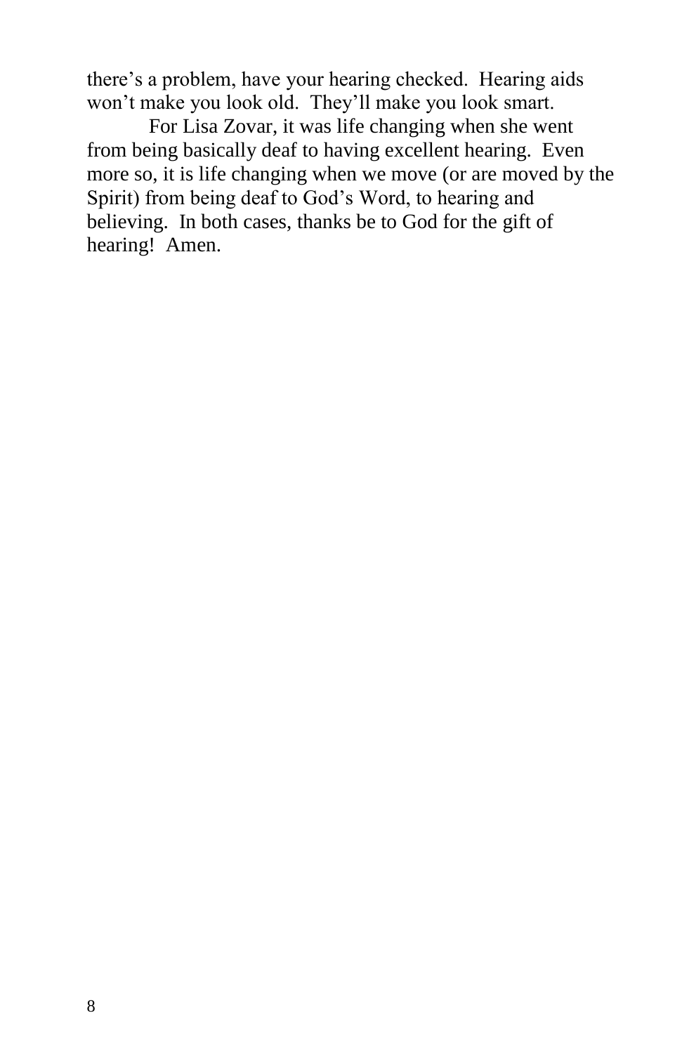there's a problem, have your hearing checked. Hearing aids won't make you look old. They'll make you look smart.

For Lisa Zovar, it was life changing when she went from being basically deaf to having excellent hearing. Even more so, it is life changing when we move (or are moved by the Spirit) from being deaf to God's Word, to hearing and believing. In both cases, thanks be to God for the gift of hearing! Amen.